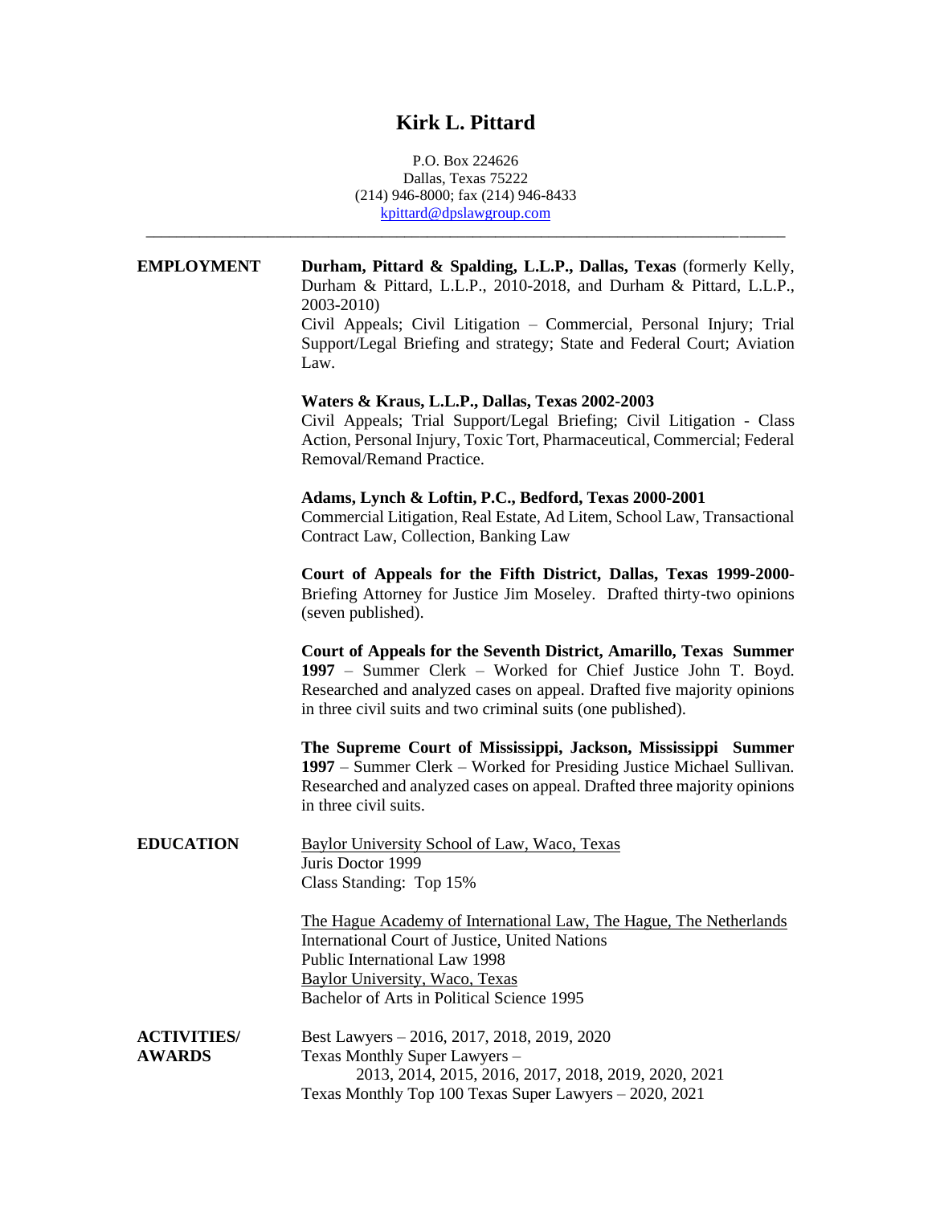# Kirk L. Pittard

P.O. Box 224626
Dallas, Texas 75222
(214) 946-8000; fax (214) 946-8433
kpittard@dpslawgroup.com

---

## EMPLOYMENT

**Durham, Pittard & Spalding, L.L.P., Dallas, Texas** (formerly Kelly, Durham & Pittard, L.L.P., 2010-2018, and Durham & Pittard, L.L.P., 2003-2010)
Civil Appeals; Civil Litigation – Commercial, Personal Injury; Trial Support/Legal Briefing and strategy; State and Federal Court; Aviation Law.

**Waters & Kraus, L.L.P., Dallas, Texas 2002-2003**
Civil Appeals; Trial Support/Legal Briefing; Civil Litigation - Class Action, Personal Injury, Toxic Tort, Pharmaceutical, Commercial; Federal Removal/Remand Practice.

**Adams, Lynch & Loftin, P.C., Bedford, Texas 2000-2001**
Commercial Litigation, Real Estate, Ad Litem, School Law, Transactional Contract Law, Collection, Banking Law

**Court of Appeals for the Fifth District, Dallas, Texas 1999-2000-** Briefing Attorney for Justice Jim Moseley. Drafted thirty-two opinions (seven published).

**Court of Appeals for the Seventh District, Amarillo, Texas Summer 1997** – Summer Clerk – Worked for Chief Justice John T. Boyd. Researched and analyzed cases on appeal. Drafted five majority opinions in three civil suits and two criminal suits (one published).

**The Supreme Court of Mississippi, Jackson, Mississippi Summer 1997** – Summer Clerk – Worked for Presiding Justice Michael Sullivan. Researched and analyzed cases on appeal. Drafted three majority opinions in three civil suits.

## EDUCATION

Baylor University School of Law, Waco, Texas
Juris Doctor 1999
Class Standing: Top 15%

The Hague Academy of International Law, The Hague, The Netherlands
International Court of Justice, United Nations
Public International Law 1998
Baylor University, Waco, Texas
Bachelor of Arts in Political Science 1995

## ACTIVITIES/ AWARDS

Best Lawyers – 2016, 2017, 2018, 2019, 2020
Texas Monthly Super Lawyers –
2013, 2014, 2015, 2016, 2017, 2018, 2019, 2020, 2021
Texas Monthly Top 100 Texas Super Lawyers – 2020, 2021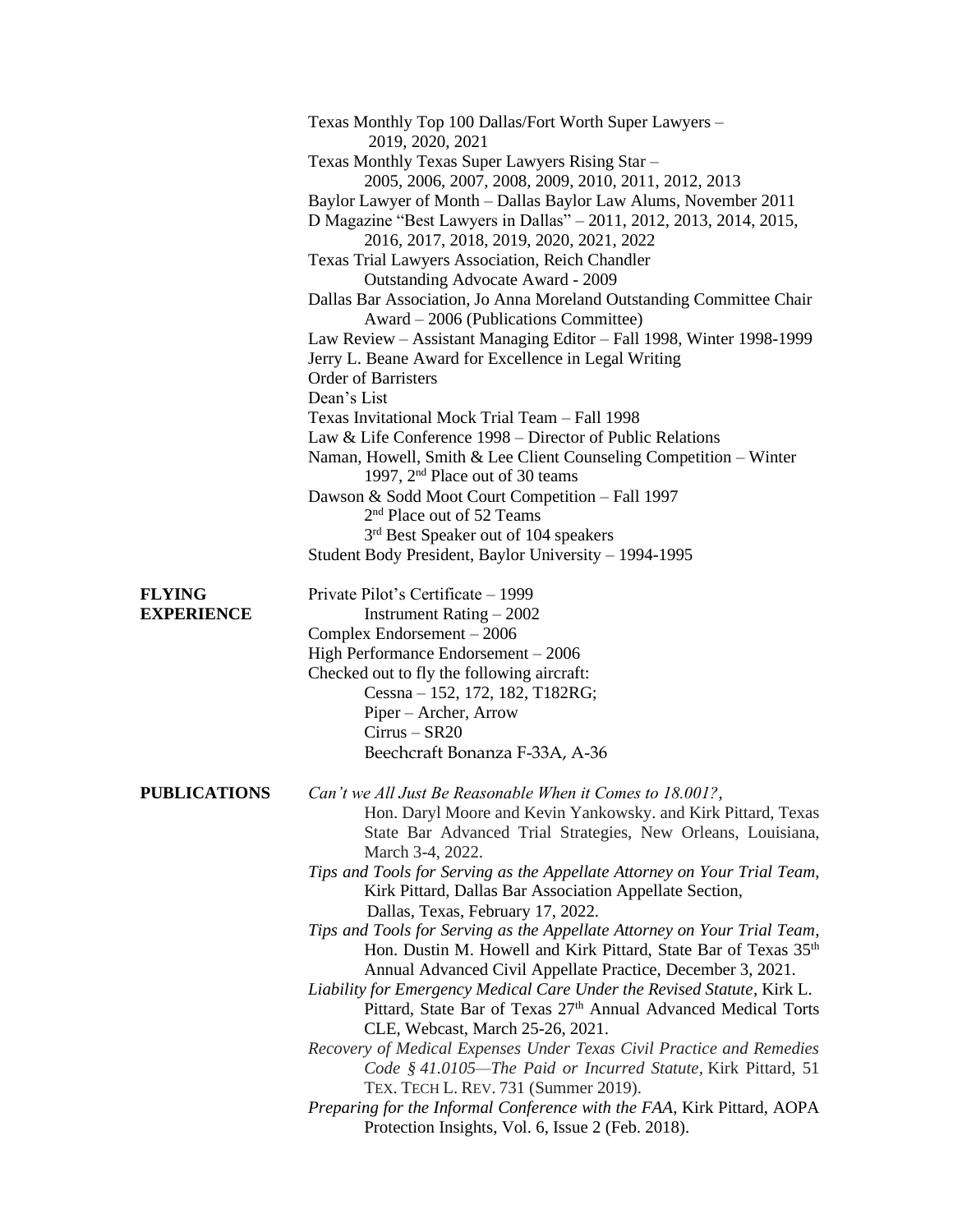Texas Monthly Top 100 Dallas/Fort Worth Super Lawyers – 2019, 2020, 2021

Texas Monthly Texas Super Lawyers Rising Star – 2005, 2006, 2007, 2008, 2009, 2010, 2011, 2012, 2013

Baylor Lawyer of Month – Dallas Baylor Law Alums, November 2011

D Magazine "Best Lawyers in Dallas" – 2011, 2012, 2013, 2014, 2015, 2016, 2017, 2018, 2019, 2020, 2021, 2022

Texas Trial Lawyers Association, Reich Chandler Outstanding Advocate Award - 2009

Dallas Bar Association, Jo Anna Moreland Outstanding Committee Chair Award – 2006 (Publications Committee)

Law Review – Assistant Managing Editor – Fall 1998, Winter 1998-1999

Jerry L. Beane Award for Excellence in Legal Writing

Order of Barristers

Dean's List

Texas Invitational Mock Trial Team – Fall 1998

Law & Life Conference 1998 – Director of Public Relations

Naman, Howell, Smith & Lee Client Counseling Competition – Winter 1997, 2nd Place out of 30 teams

Dawson & Sodd Moot Court Competition – Fall 1997
- 2nd Place out of 52 Teams
- 3rd Best Speaker out of 104 speakers

Student Body President, Baylor University – 1994-1995

**FLYING EXPERIENCE**

Private Pilot's Certificate – 1999
- Instrument Rating – 2002

Complex Endorsement – 2006

High Performance Endorsement – 2006

Checked out to fly the following aircraft:
- Cessna – 152, 172, 182, T182RG;
- Piper – Archer, Arrow
- Cirrus – SR20
- Beechcraft Bonanza F-33A, A-36

**PUBLICATIONS**

*Can't we All Just Be Reasonable When it Comes to 18.001?*, Hon. Daryl Moore and Kevin Yankowsky. and Kirk Pittard, Texas State Bar Advanced Trial Strategies, New Orleans, Louisiana, March 3-4, 2022.

*Tips and Tools for Serving as the Appellate Attorney on Your Trial Team*, Kirk Pittard, Dallas Bar Association Appellate Section, Dallas, Texas, February 17, 2022.

*Tips and Tools for Serving as the Appellate Attorney on Your Trial Team*, Hon. Dustin M. Howell and Kirk Pittard, State Bar of Texas 35th Annual Advanced Civil Appellate Practice, December 3, 2021.

*Liability for Emergency Medical Care Under the Revised Statute*, Kirk L. Pittard, State Bar of Texas 27th Annual Advanced Medical Torts CLE, Webcast, March 25-26, 2021.

*Recovery of Medical Expenses Under Texas Civil Practice and Remedies Code § 41.0105—The Paid or Incurred Statute*, Kirk Pittard, 51 TEX. TECH L. REV. 731 (Summer 2019).

*Preparing for the Informal Conference with the FAA*, Kirk Pittard, AOPA Protection Insights, Vol. 6, Issue 2 (Feb. 2018).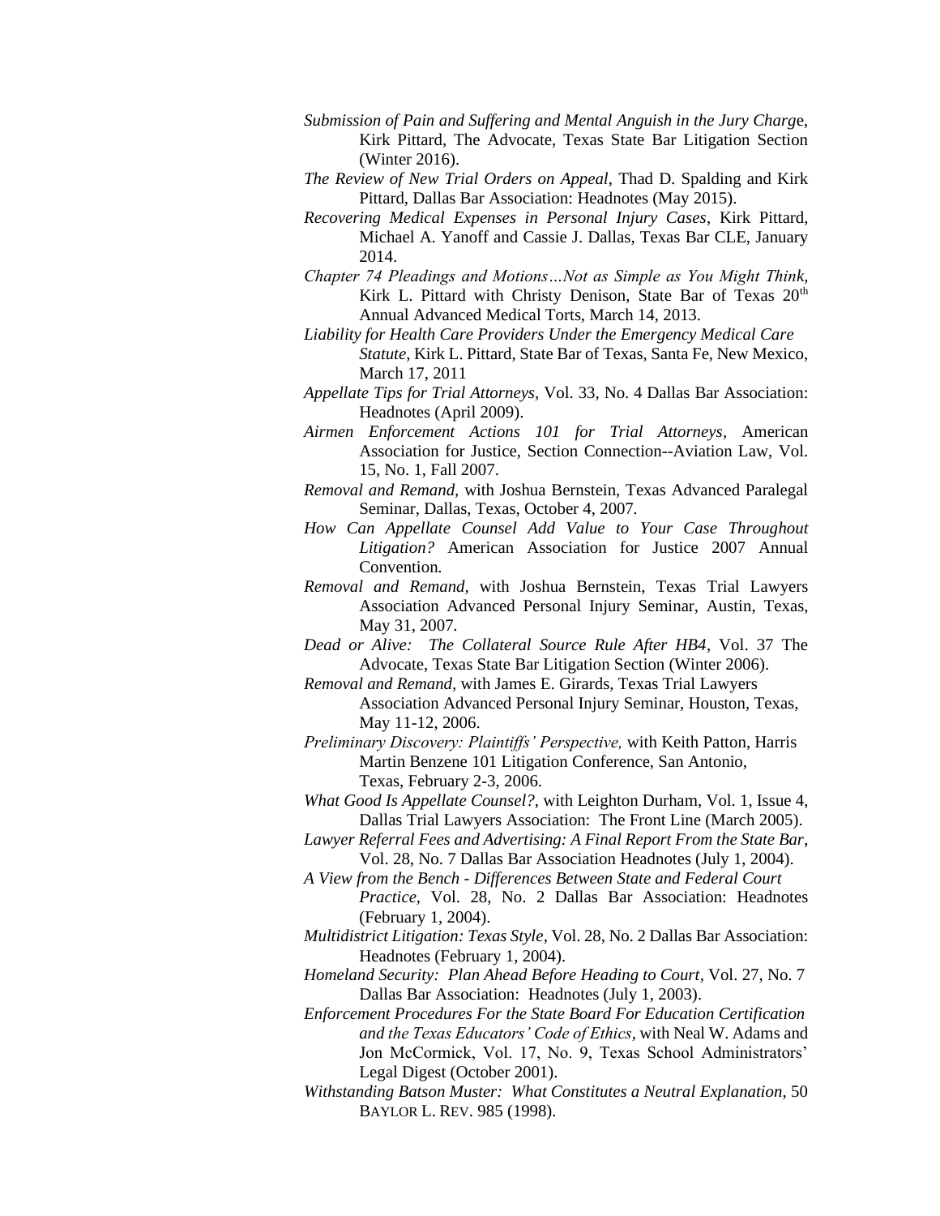*Submission of Pain and Suffering and Mental Anguish in the Jury Charge*, Kirk Pittard, The Advocate, Texas State Bar Litigation Section (Winter 2016).

*The Review of New Trial Orders on Appeal*, Thad D. Spalding and Kirk Pittard, Dallas Bar Association: Headnotes (May 2015).

*Recovering Medical Expenses in Personal Injury Cases*, Kirk Pittard, Michael A. Yanoff and Cassie J. Dallas, Texas Bar CLE, January 2014.

*Chapter 74 Pleadings and Motions…Not as Simple as You Might Think*, Kirk L. Pittard with Christy Denison, State Bar of Texas 20th Annual Advanced Medical Torts, March 14, 2013.

*Liability for Health Care Providers Under the Emergency Medical Care Statute*, Kirk L. Pittard, State Bar of Texas, Santa Fe, New Mexico, March 17, 2011

*Appellate Tips for Trial Attorneys*, Vol. 33, No. 4 Dallas Bar Association: Headnotes (April 2009).

*Airmen Enforcement Actions 101 for Trial Attorneys,* American Association for Justice, Section Connection--Aviation Law, Vol. 15, No. 1, Fall 2007.

*Removal and Remand,* with Joshua Bernstein, Texas Advanced Paralegal Seminar, Dallas, Texas, October 4, 2007.

*How Can Appellate Counsel Add Value to Your Case Throughout Litigation?* American Association for Justice 2007 Annual Convention.

*Removal and Remand*, with Joshua Bernstein, Texas Trial Lawyers Association Advanced Personal Injury Seminar, Austin, Texas, May 31, 2007.

*Dead or Alive: The Collateral Source Rule After HB4*, Vol. 37 The Advocate, Texas State Bar Litigation Section (Winter 2006).

*Removal and Remand,* with James E. Girards, Texas Trial Lawyers Association Advanced Personal Injury Seminar, Houston, Texas, May 11-12, 2006.

*Preliminary Discovery: Plaintiffs' Perspective,* with Keith Patton, Harris Martin Benzene 101 Litigation Conference, San Antonio, Texas, February 2-3, 2006.

*What Good Is Appellate Counsel?*, with Leighton Durham, Vol. 1, Issue 4, Dallas Trial Lawyers Association: The Front Line (March 2005).

*Lawyer Referral Fees and Advertising: A Final Report From the State Bar*, Vol. 28, No. 7 Dallas Bar Association Headnotes (July 1, 2004).

*A View from the Bench - Differences Between State and Federal Court Practice*, Vol. 28, No. 2 Dallas Bar Association: Headnotes (February 1, 2004).

*Multidistrict Litigation: Texas Style*, Vol. 28, No. 2 Dallas Bar Association: Headnotes (February 1, 2004).

*Homeland Security: Plan Ahead Before Heading to Court*, Vol. 27, No. 7 Dallas Bar Association: Headnotes (July 1, 2003).

*Enforcement Procedures For the State Board For Education Certification and the Texas Educators' Code of Ethics*, with Neal W. Adams and Jon McCormick, Vol. 17, No. 9, Texas School Administrators' Legal Digest (October 2001).

*Withstanding Batson Muster: What Constitutes a Neutral Explanation*, 50 BAYLOR L. REV. 985 (1998).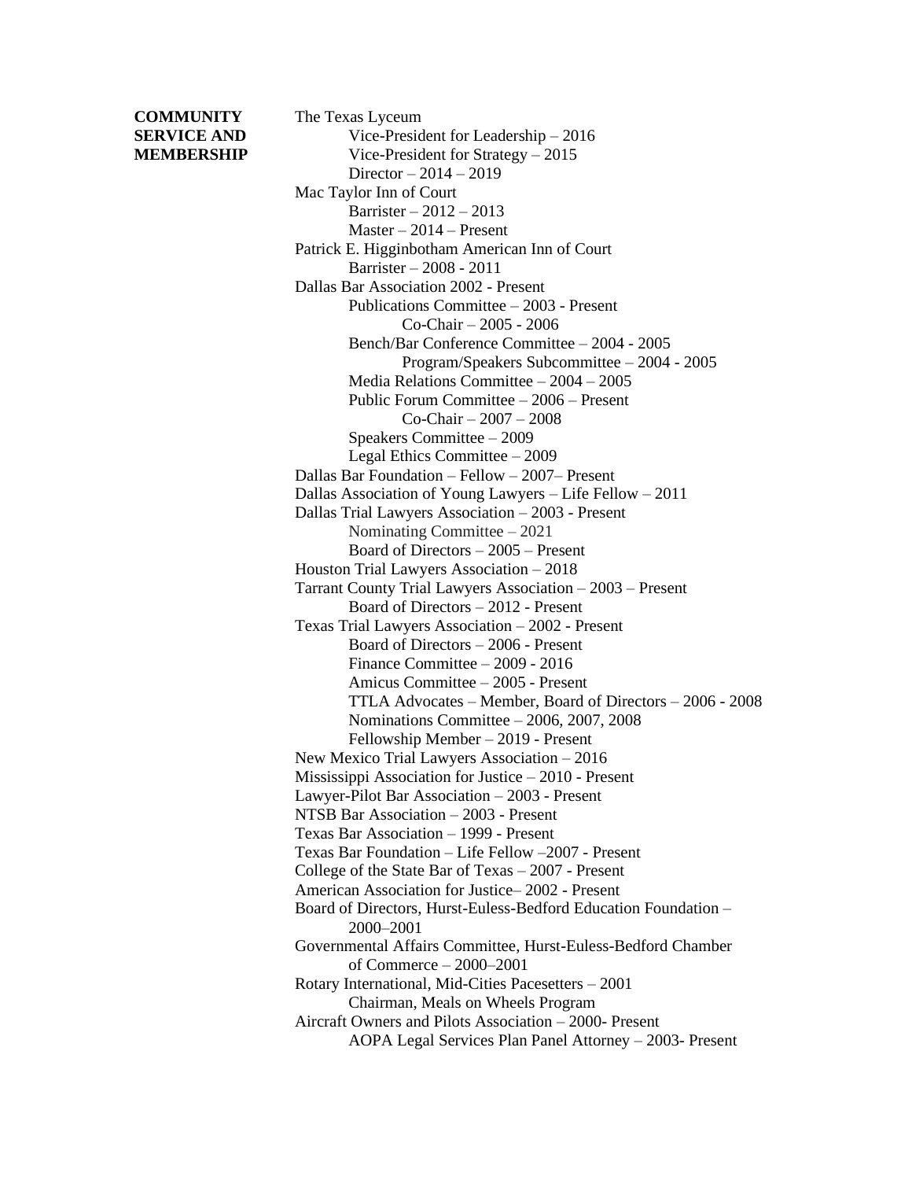**COMMUNITY SERVICE AND MEMBERSHIP**

The Texas Lyceum
- Vice-President for Leadership – 2016
- Vice-President for Strategy – 2015
- Director – 2014 – 2019

Mac Taylor Inn of Court
- Barrister – 2012 – 2013
- Master – 2014 – Present

Patrick E. Higginbotham American Inn of Court
- Barrister – 2008 - 2011

Dallas Bar Association 2002 - Present
- Publications Committee – 2003 - Present
  - Co-Chair – 2005 - 2006
- Bench/Bar Conference Committee – 2004 - 2005
  - Program/Speakers Subcommittee – 2004 - 2005
- Media Relations Committee – 2004 – 2005
- Public Forum Committee – 2006 – Present
  - Co-Chair – 2007 – 2008
- Speakers Committee – 2009
- Legal Ethics Committee – 2009

Dallas Bar Foundation – Fellow – 2007– Present

Dallas Association of Young Lawyers – Life Fellow – 2011

Dallas Trial Lawyers Association – 2003 - Present
- Nominating Committee – 2021
- Board of Directors – 2005 – Present

Houston Trial Lawyers Association – 2018

Tarrant County Trial Lawyers Association – 2003 – Present
- Board of Directors – 2012 - Present

Texas Trial Lawyers Association – 2002 - Present
- Board of Directors – 2006 - Present
- Finance Committee – 2009 - 2016
- Amicus Committee – 2005 - Present
- TTLA Advocates – Member, Board of Directors – 2006 - 2008
- Nominations Committee – 2006, 2007, 2008
- Fellowship Member – 2019 - Present

New Mexico Trial Lawyers Association – 2016

Mississippi Association for Justice – 2010 - Present

Lawyer-Pilot Bar Association – 2003 - Present

NTSB Bar Association – 2003 - Present

Texas Bar Association – 1999 - Present

Texas Bar Foundation – Life Fellow –2007 - Present

College of the State Bar of Texas – 2007 - Present

American Association for Justice– 2002 - Present

Board of Directors, Hurst-Euless-Bedford Education Foundation – 2000–2001

Governmental Affairs Committee, Hurst-Euless-Bedford Chamber of Commerce – 2000–2001

Rotary International, Mid-Cities Pacesetters – 2001
- Chairman, Meals on Wheels Program

Aircraft Owners and Pilots Association – 2000- Present
- AOPA Legal Services Plan Panel Attorney – 2003- Present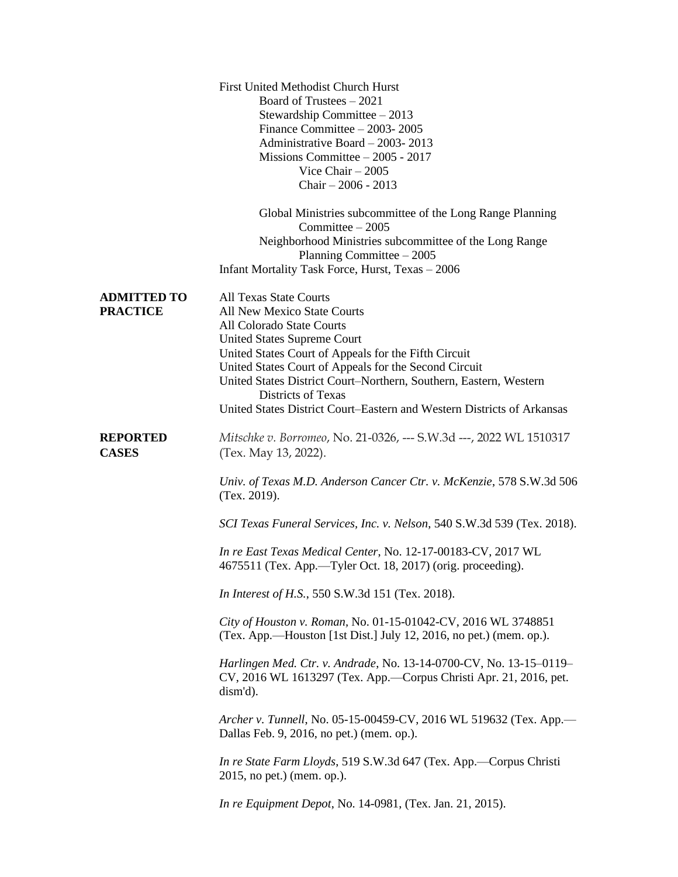First United Methodist Church Hurst
- Board of Trustees – 2021
- Stewardship Committee – 2013
- Finance Committee – 2003- 2005
- Administrative Board – 2003- 2013
- Missions Committee – 2005 - 2017
  - Vice Chair – 2005
  - Chair – 2006 - 2013
- Global Ministries subcommittee of the Long Range Planning Committee – 2005
- Neighborhood Ministries subcommittee of the Long Range Planning Committee – 2005

Infant Mortality Task Force, Hurst, Texas – 2006

**ADMITTED TO PRACTICE**

All Texas State Courts
All New Mexico State Courts
All Colorado State Courts
United States Supreme Court
United States Court of Appeals for the Fifth Circuit
United States Court of Appeals for the Second Circuit
United States District Court–Northern, Southern, Eastern, Western Districts of Texas
United States District Court–Eastern and Western Districts of Arkansas

**REPORTED CASES**

*Mitschke v. Borromeo*, No. 21-0326, --- S.W.3d ---, 2022 WL 1510317 (Tex. May 13, 2022).

*Univ. of Texas M.D. Anderson Cancer Ctr. v. McKenzie*, 578 S.W.3d 506 (Tex. 2019).

*SCI Texas Funeral Services, Inc. v. Nelson*, 540 S.W.3d 539 (Tex. 2018).

*In re East Texas Medical Center*, No. 12-17-00183-CV, 2017 WL 4675511 (Tex. App.—Tyler Oct. 18, 2017) (orig. proceeding).

*In Interest of H.S.*, 550 S.W.3d 151 (Tex. 2018).

*City of Houston v. Roman*, No. 01-15-01042-CV, 2016 WL 3748851 (Tex. App.—Houston [1st Dist.] July 12, 2016, no pet.) (mem. op.).

*Harlingen Med. Ctr. v. Andrade*, No. 13-14-0700-CV, No. 13-15–0119–CV, 2016 WL 1613297 (Tex. App.—Corpus Christi Apr. 21, 2016, pet. dism'd).

*Archer v. Tunnell*, No. 05-15-00459-CV, 2016 WL 519632 (Tex. App.—Dallas Feb. 9, 2016, no pet.) (mem. op.).

*In re State Farm Lloyds*, 519 S.W.3d 647 (Tex. App.—Corpus Christi 2015, no pet.) (mem. op.).

*In re Equipment Depot*, No. 14-0981, (Tex. Jan. 21, 2015).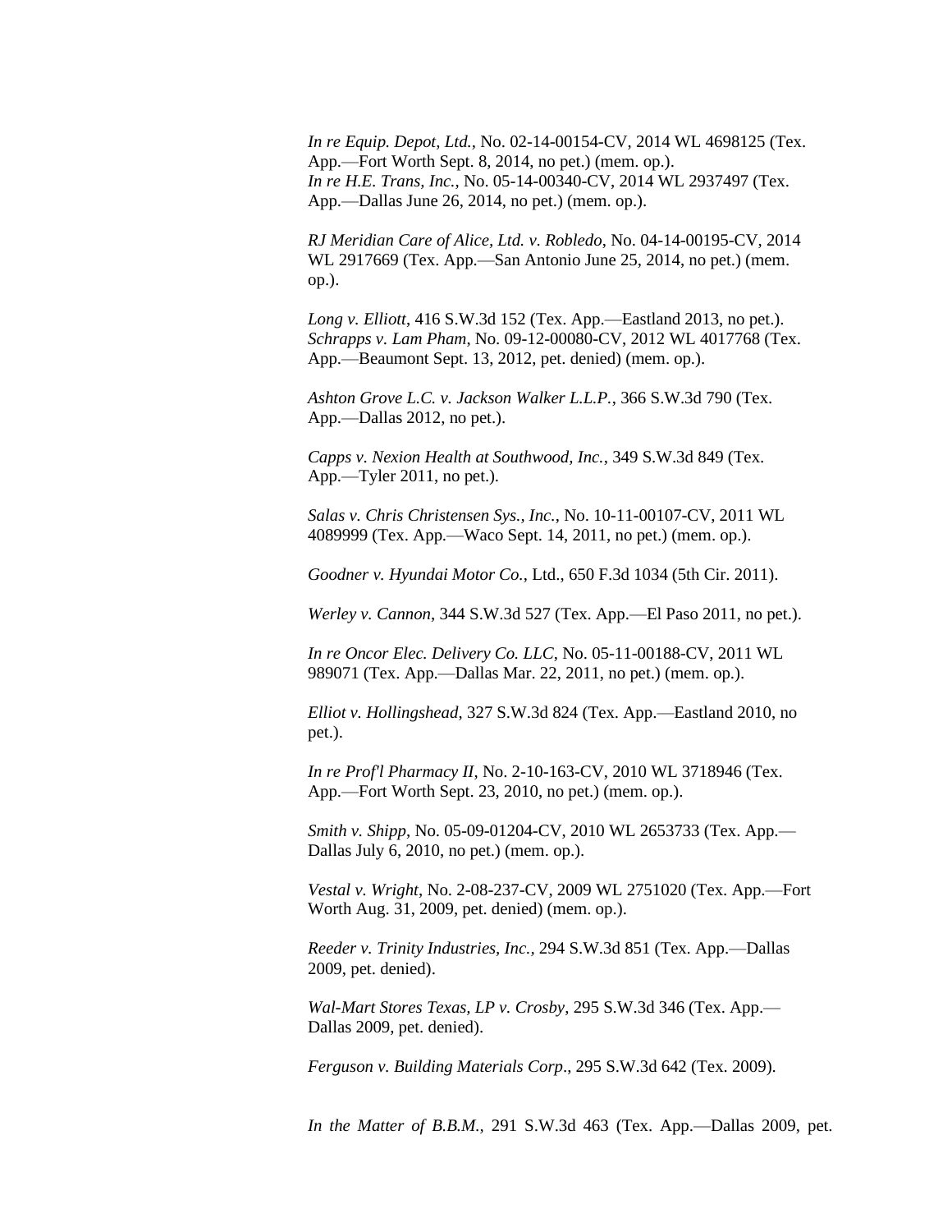*In re Equip. Depot, Ltd.*, No. 02-14-00154-CV, 2014 WL 4698125 (Tex. App.—Fort Worth Sept. 8, 2014, no pet.) (mem. op.).
*In re H.E. Trans, Inc.*, No. 05-14-00340-CV, 2014 WL 2937497 (Tex. App.—Dallas June 26, 2014, no pet.) (mem. op.).

*RJ Meridian Care of Alice, Ltd. v. Robledo*, No. 04-14-00195-CV, 2014 WL 2917669 (Tex. App.—San Antonio June 25, 2014, no pet.) (mem. op.).

*Long v. Elliott*, 416 S.W.3d 152 (Tex. App.—Eastland 2013, no pet.).
*Schrapps v. Lam Pham*, No. 09-12-00080-CV, 2012 WL 4017768 (Tex. App.—Beaumont Sept. 13, 2012, pet. denied) (mem. op.).

*Ashton Grove L.C. v. Jackson Walker L.L.P.*, 366 S.W.3d 790 (Tex. App.—Dallas 2012, no pet.).

*Capps v. Nexion Health at Southwood, Inc.*, 349 S.W.3d 849 (Tex. App.—Tyler 2011, no pet.).

*Salas v. Chris Christensen Sys., Inc.*, No. 10-11-00107-CV, 2011 WL 4089999 (Tex. App.—Waco Sept. 14, 2011, no pet.) (mem. op.).

*Goodner v. Hyundai Motor Co.*, Ltd., 650 F.3d 1034 (5th Cir. 2011).

*Werley v. Cannon*, 344 S.W.3d 527 (Tex. App.—El Paso 2011, no pet.).

*In re Oncor Elec. Delivery Co. LLC*, No. 05-11-00188-CV, 2011 WL 989071 (Tex. App.—Dallas Mar. 22, 2011, no pet.) (mem. op.).

*Elliot v. Hollingshead*, 327 S.W.3d 824 (Tex. App.—Eastland 2010, no pet.).

*In re Prof'l Pharmacy II*, No. 2-10-163-CV, 2010 WL 3718946 (Tex. App.—Fort Worth Sept. 23, 2010, no pet.) (mem. op.).

*Smith v. Shipp*, No. 05-09-01204-CV, 2010 WL 2653733 (Tex. App.—Dallas July 6, 2010, no pet.) (mem. op.).

*Vestal v. Wright*, No. 2-08-237-CV, 2009 WL 2751020 (Tex. App.—Fort Worth Aug. 31, 2009, pet. denied) (mem. op.).

*Reeder v. Trinity Industries, Inc.*, 294 S.W.3d 851 (Tex. App.—Dallas 2009, pet. denied).

*Wal-Mart Stores Texas, LP v. Crosby*, 295 S.W.3d 346 (Tex. App.—Dallas 2009, pet. denied).

*Ferguson v. Building Materials Corp*., 295 S.W.3d 642 (Tex. 2009).

*In the Matter of B.B.M.*, 291 S.W.3d 463 (Tex. App.—Dallas 2009, pet.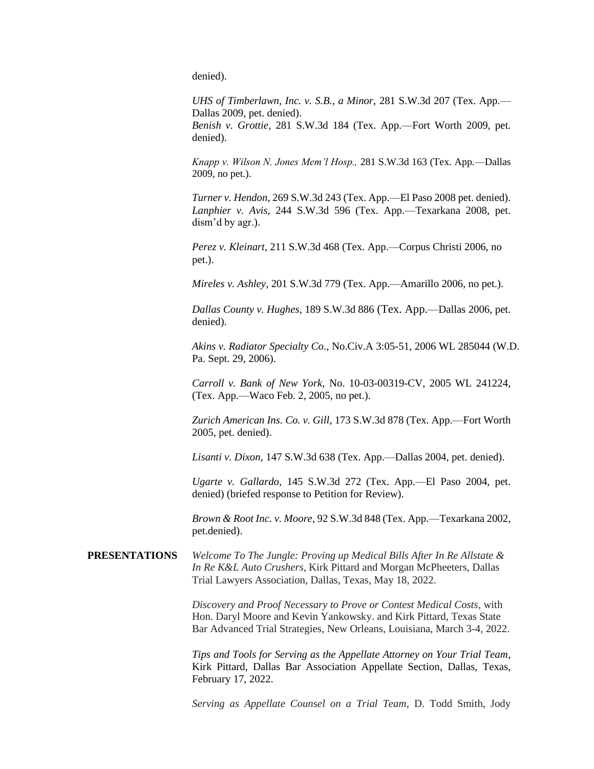denied).

*UHS of Timberlawn, Inc. v. S.B., a Minor*, 281 S.W.3d 207 (Tex. App.—Dallas 2009, pet. denied).
*Benish v. Grottie*, 281 S.W.3d 184 (Tex. App.—Fort Worth 2009, pet. denied).

*Knapp v. Wilson N. Jones Mem'l Hosp.,* 281 S.W.3d 163 (Tex. App.—Dallas 2009, no pet.).

*Turner v. Hendon*, 269 S.W.3d 243 (Tex. App.—El Paso 2008 pet. denied).
*Lanphier v. Avis*, 244 S.W.3d 596 (Tex. App.—Texarkana 2008, pet. dism'd by agr.).

*Perez v. Kleinart,* 211 S.W.3d 468 (Tex. App.—Corpus Christi 2006, no pet.).

*Mireles v. Ashley*, 201 S.W.3d 779 (Tex. App.—Amarillo 2006, no pet.).

*Dallas County v. Hughes*, 189 S.W.3d 886 (Tex. App.—Dallas 2006, pet. denied).

*Akins v. Radiator Specialty Co*., No.Civ.A 3:05-51, 2006 WL 285044 (W.D. Pa. Sept. 29, 2006).

*Carroll v. Bank of New York*, No. 10-03-00319-CV, 2005 WL 241224, (Tex. App.—Waco Feb. 2, 2005, no pet.).

*Zurich American Ins. Co. v. Gill*, 173 S.W.3d 878 (Tex. App.—Fort Worth 2005, pet. denied).

*Lisanti v. Dixon*, 147 S.W.3d 638 (Tex. App.—Dallas 2004, pet. denied).

*Ugarte v. Gallardo,* 145 S.W.3d 272 (Tex. App.—El Paso 2004, pet. denied) (briefed response to Petition for Review).

*Brown & Root Inc. v. Moore*, 92 S.W.3d 848 (Tex. App.—Texarkana 2002, pet.denied).

**PRESENTATIONS**

*Welcome To The Jungle: Proving up Medical Bills After In Re Allstate & In Re K&L Auto Crushers*, Kirk Pittard and Morgan McPheeters, Dallas Trial Lawyers Association, Dallas, Texas, May 18, 2022.

*Discovery and Proof Necessary to Prove or Contest Medical Costs*, with Hon. Daryl Moore and Kevin Yankowsky. and Kirk Pittard, Texas State Bar Advanced Trial Strategies, New Orleans, Louisiana, March 3-4, 2022.

*Tips and Tools for Serving as the Appellate Attorney on Your Trial Team*, Kirk Pittard, Dallas Bar Association Appellate Section, Dallas, Texas, February 17, 2022.

*Serving as Appellate Counsel on a Trial Team*, D. Todd Smith, Jody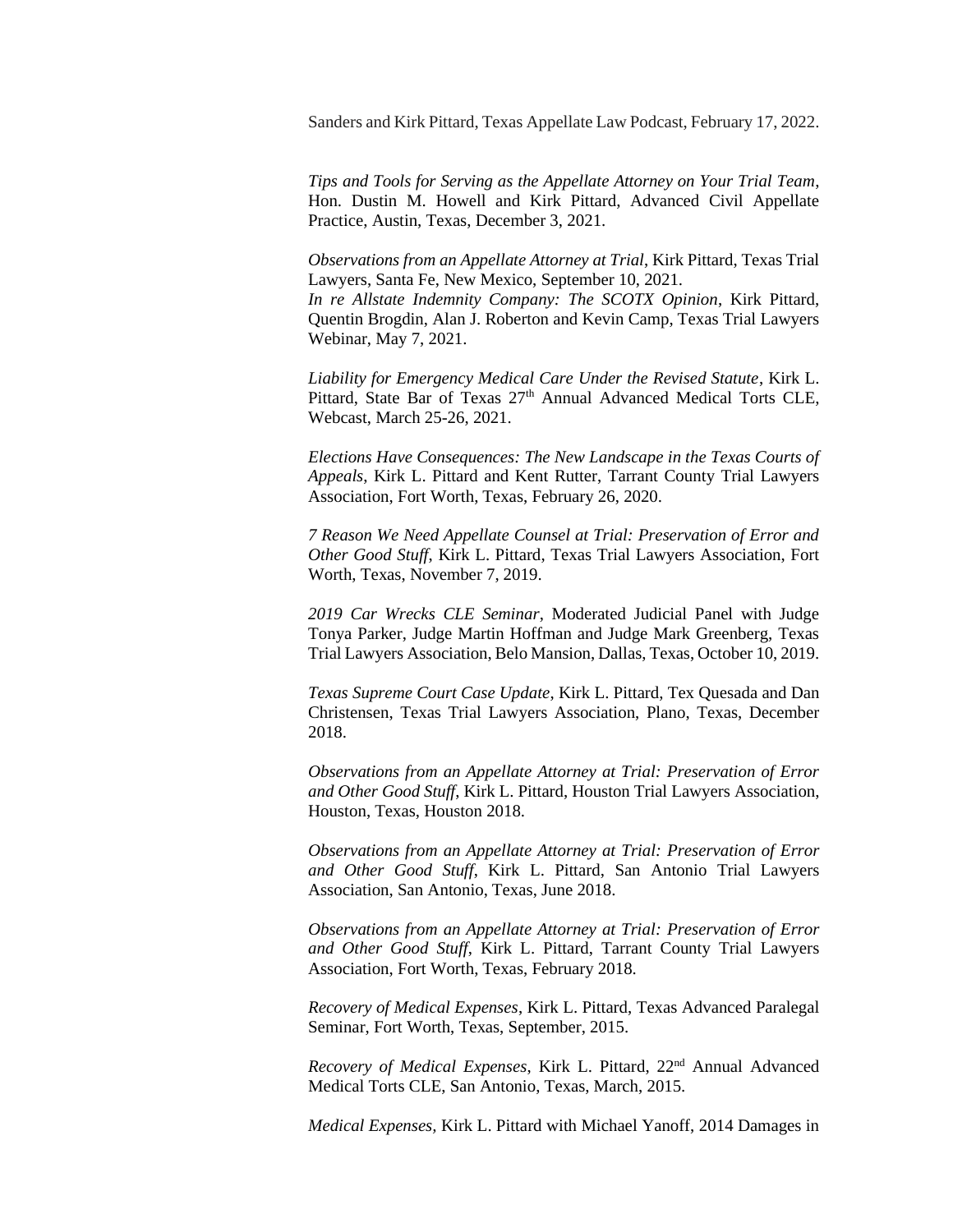Sanders and Kirk Pittard, Texas Appellate Law Podcast, February 17, 2022.

*Tips and Tools for Serving as the Appellate Attorney on Your Trial Team*, Hon. Dustin M. Howell and Kirk Pittard, Advanced Civil Appellate Practice, Austin, Texas, December 3, 2021.

*Observations from an Appellate Attorney at Trial*, Kirk Pittard, Texas Trial Lawyers, Santa Fe, New Mexico, September 10, 2021.
*In re Allstate Indemnity Company: The SCOTX Opinion*, Kirk Pittard, Quentin Brogdin, Alan J. Roberton and Kevin Camp, Texas Trial Lawyers Webinar, May 7, 2021.

*Liability for Emergency Medical Care Under the Revised Statute*, Kirk L. Pittard, State Bar of Texas 27th Annual Advanced Medical Torts CLE, Webcast, March 25-26, 2021.

*Elections Have Consequences: The New Landscape in the Texas Courts of Appeals*, Kirk L. Pittard and Kent Rutter, Tarrant County Trial Lawyers Association, Fort Worth, Texas, February 26, 2020.

*7 Reason We Need Appellate Counsel at Trial: Preservation of Error and Other Good Stuff*, Kirk L. Pittard, Texas Trial Lawyers Association, Fort Worth, Texas, November 7, 2019.

*2019 Car Wrecks CLE Seminar*, Moderated Judicial Panel with Judge Tonya Parker, Judge Martin Hoffman and Judge Mark Greenberg, Texas Trial Lawyers Association, Belo Mansion, Dallas, Texas, October 10, 2019.

*Texas Supreme Court Case Update*, Kirk L. Pittard, Tex Quesada and Dan Christensen, Texas Trial Lawyers Association, Plano, Texas, December 2018.

*Observations from an Appellate Attorney at Trial: Preservation of Error and Other Good Stuff*, Kirk L. Pittard, Houston Trial Lawyers Association, Houston, Texas, Houston 2018.

*Observations from an Appellate Attorney at Trial: Preservation of Error and Other Good Stuff*, Kirk L. Pittard, San Antonio Trial Lawyers Association, San Antonio, Texas, June 2018.

*Observations from an Appellate Attorney at Trial: Preservation of Error and Other Good Stuff*, Kirk L. Pittard, Tarrant County Trial Lawyers Association, Fort Worth, Texas, February 2018.

*Recovery of Medical Expenses*, Kirk L. Pittard, Texas Advanced Paralegal Seminar, Fort Worth, Texas, September, 2015.

*Recovery of Medical Expenses*, Kirk L. Pittard, 22nd Annual Advanced Medical Torts CLE, San Antonio, Texas, March, 2015.

*Medical Expenses,* Kirk L. Pittard with Michael Yanoff, 2014 Damages in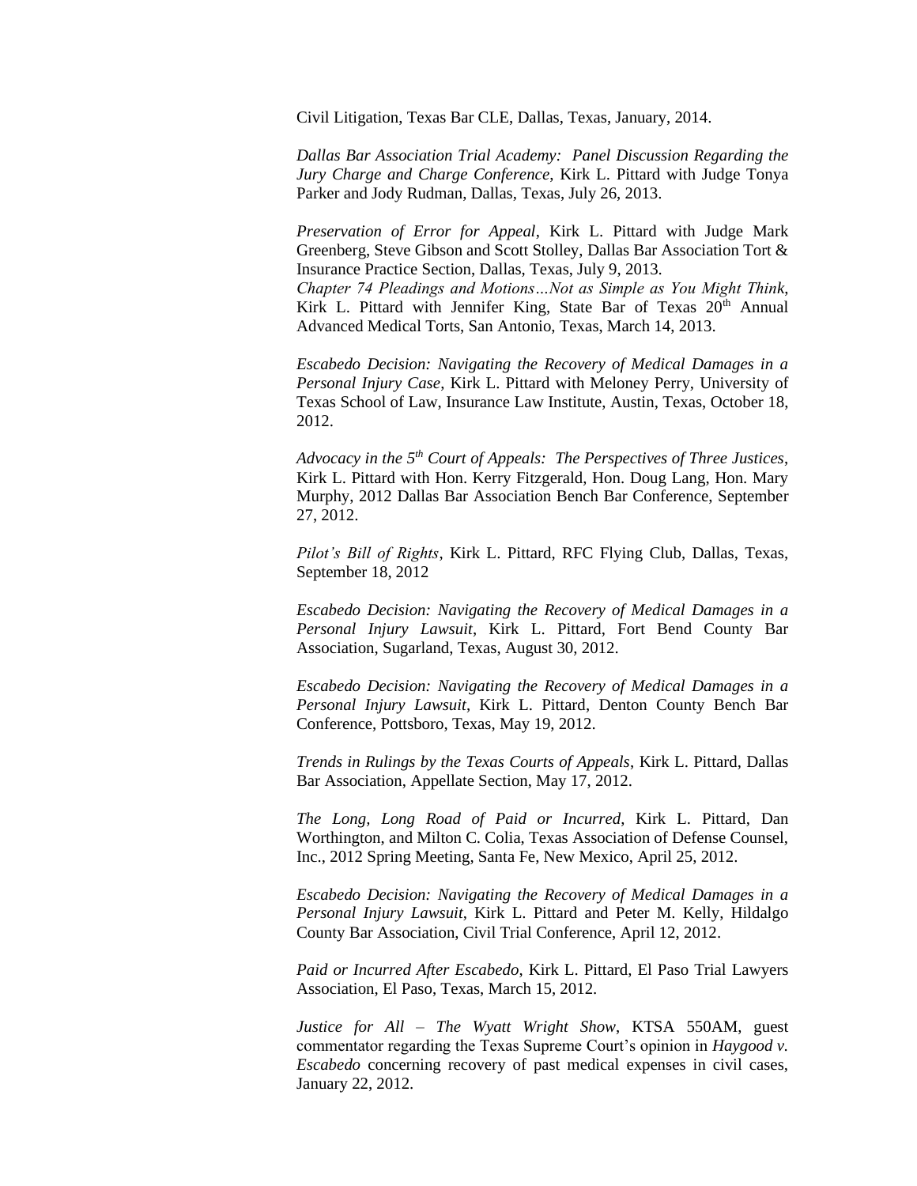Civil Litigation, Texas Bar CLE, Dallas, Texas, January, 2014.

*Dallas Bar Association Trial Academy: Panel Discussion Regarding the Jury Charge and Charge Conference*, Kirk L. Pittard with Judge Tonya Parker and Jody Rudman, Dallas, Texas, July 26, 2013.

*Preservation of Error for Appeal*, Kirk L. Pittard with Judge Mark Greenberg, Steve Gibson and Scott Stolley, Dallas Bar Association Tort & Insurance Practice Section, Dallas, Texas, July 9, 2013.

*Chapter 74 Pleadings and Motions…Not as Simple as You Might Think*, Kirk L. Pittard with Jennifer King, State Bar of Texas 20th Annual Advanced Medical Torts, San Antonio, Texas, March 14, 2013.

*Escabedo Decision: Navigating the Recovery of Medical Damages in a Personal Injury Case*, Kirk L. Pittard with Meloney Perry, University of Texas School of Law, Insurance Law Institute, Austin, Texas, October 18, 2012.

*Advocacy in the 5th Court of Appeals: The Perspectives of Three Justices*, Kirk L. Pittard with Hon. Kerry Fitzgerald, Hon. Doug Lang, Hon. Mary Murphy, 2012 Dallas Bar Association Bench Bar Conference, September 27, 2012.

*Pilot's Bill of Rights*, Kirk L. Pittard, RFC Flying Club, Dallas, Texas, September 18, 2012

*Escabedo Decision: Navigating the Recovery of Medical Damages in a Personal Injury Lawsuit*, Kirk L. Pittard, Fort Bend County Bar Association, Sugarland, Texas, August 30, 2012.

*Escabedo Decision: Navigating the Recovery of Medical Damages in a Personal Injury Lawsuit*, Kirk L. Pittard, Denton County Bench Bar Conference, Pottsboro, Texas, May 19, 2012.

*Trends in Rulings by the Texas Courts of Appeals*, Kirk L. Pittard, Dallas Bar Association, Appellate Section, May 17, 2012.

*The Long, Long Road of Paid or Incurred*, Kirk L. Pittard, Dan Worthington, and Milton C. Colia, Texas Association of Defense Counsel, Inc., 2012 Spring Meeting, Santa Fe, New Mexico, April 25, 2012.

*Escabedo Decision: Navigating the Recovery of Medical Damages in a Personal Injury Lawsuit*, Kirk L. Pittard and Peter M. Kelly, Hildalgo County Bar Association, Civil Trial Conference, April 12, 2012.

*Paid or Incurred After Escabedo*, Kirk L. Pittard, El Paso Trial Lawyers Association, El Paso, Texas, March 15, 2012.

*Justice for All – The Wyatt Wright Show*, KTSA 550AM, guest commentator regarding the Texas Supreme Court's opinion in *Haygood v. Escabedo* concerning recovery of past medical expenses in civil cases, January 22, 2012.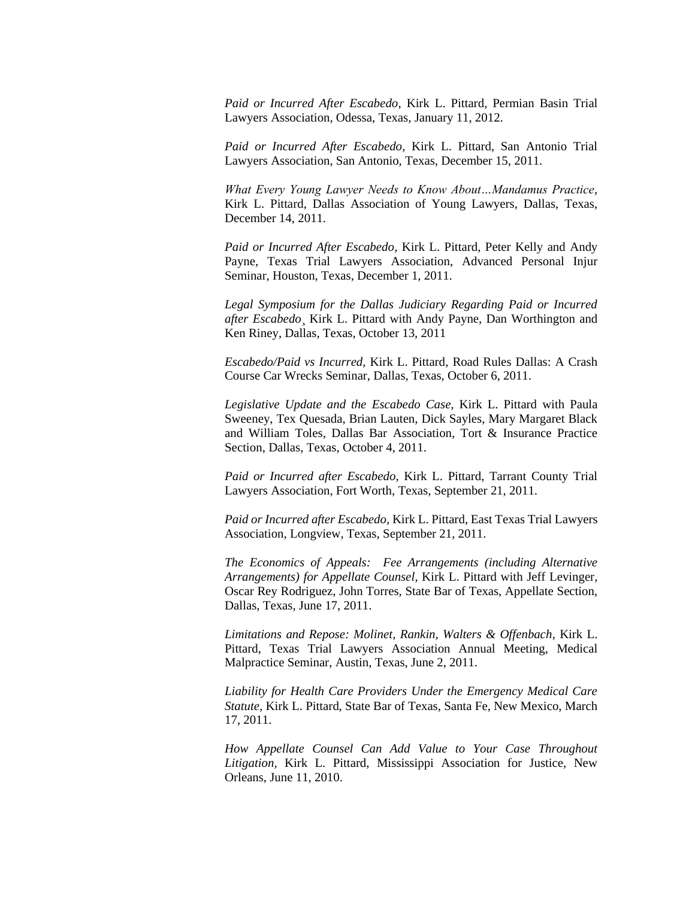*Paid or Incurred After Escabedo*, Kirk L. Pittard, Permian Basin Trial Lawyers Association, Odessa, Texas, January 11, 2012.

*Paid or Incurred After Escabedo*, Kirk L. Pittard, San Antonio Trial Lawyers Association, San Antonio, Texas, December 15, 2011.

*What Every Young Lawyer Needs to Know About…Mandamus Practice*, Kirk L. Pittard, Dallas Association of Young Lawyers, Dallas, Texas, December 14, 2011.

*Paid or Incurred After Escabedo*, Kirk L. Pittard, Peter Kelly and Andy Payne, Texas Trial Lawyers Association, Advanced Personal Injur Seminar, Houston, Texas, December 1, 2011.

*Legal Symposium for the Dallas Judiciary Regarding Paid or Incurred after Escabedo*¸ Kirk L. Pittard with Andy Payne, Dan Worthington and Ken Riney, Dallas, Texas, October 13, 2011

*Escabedo/Paid vs Incurred*, Kirk L. Pittard, Road Rules Dallas: A Crash Course Car Wrecks Seminar, Dallas, Texas, October 6, 2011.

*Legislative Update and the Escabedo Case,* Kirk L. Pittard with Paula Sweeney, Tex Quesada, Brian Lauten, Dick Sayles, Mary Margaret Black and William Toles, Dallas Bar Association, Tort & Insurance Practice Section, Dallas, Texas, October 4, 2011.

*Paid or Incurred after Escabedo,* Kirk L. Pittard, Tarrant County Trial Lawyers Association, Fort Worth, Texas, September 21, 2011.

*Paid or Incurred after Escabedo,* Kirk L. Pittard, East Texas Trial Lawyers Association, Longview, Texas, September 21, 2011.

*The Economics of Appeals: Fee Arrangements (including Alternative Arrangements) for Appellate Counsel*, Kirk L. Pittard with Jeff Levinger, Oscar Rey Rodriguez, John Torres, State Bar of Texas, Appellate Section, Dallas, Texas, June 17, 2011.

*Limitations and Repose: Molinet, Rankin, Walters & Offenbach*, Kirk L. Pittard, Texas Trial Lawyers Association Annual Meeting, Medical Malpractice Seminar, Austin, Texas, June 2, 2011.

*Liability for Health Care Providers Under the Emergency Medical Care Statute,* Kirk L. Pittard, State Bar of Texas, Santa Fe, New Mexico, March 17, 2011.

*How Appellate Counsel Can Add Value to Your Case Throughout Litigation,* Kirk L. Pittard, Mississippi Association for Justice, New Orleans, June 11, 2010.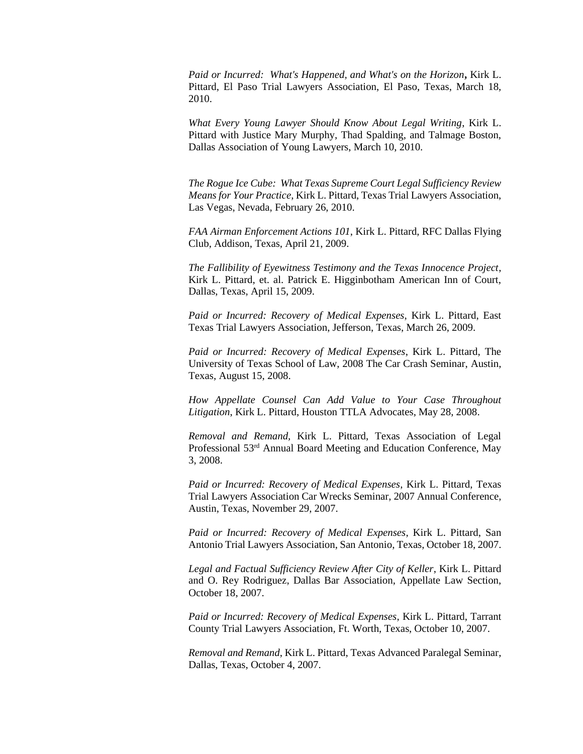*Paid or Incurred: What's Happened, and What's on the Horizon*, Kirk L. Pittard, El Paso Trial Lawyers Association, El Paso, Texas, March 18, 2010.

*What Every Young Lawyer Should Know About Legal Writing*, Kirk L. Pittard with Justice Mary Murphy, Thad Spalding, and Talmage Boston, Dallas Association of Young Lawyers, March 10, 2010.

*The Rogue Ice Cube: What Texas Supreme Court Legal Sufficiency Review Means for Your Practice*, Kirk L. Pittard, Texas Trial Lawyers Association, Las Vegas, Nevada, February 26, 2010.

*FAA Airman Enforcement Actions 101*, Kirk L. Pittard, RFC Dallas Flying Club, Addison, Texas, April 21, 2009.

*The Fallibility of Eyewitness Testimony and the Texas Innocence Project*, Kirk L. Pittard, et. al. Patrick E. Higginbotham American Inn of Court, Dallas, Texas, April 15, 2009.

*Paid or Incurred: Recovery of Medical Expenses*, Kirk L. Pittard, East Texas Trial Lawyers Association, Jefferson, Texas, March 26, 2009.

*Paid or Incurred: Recovery of Medical Expenses*, Kirk L. Pittard, The University of Texas School of Law, 2008 The Car Crash Seminar, Austin, Texas, August 15, 2008.

*How Appellate Counsel Can Add Value to Your Case Throughout Litigation*, Kirk L. Pittard, Houston TTLA Advocates, May 28, 2008.

*Removal and Remand*, Kirk L. Pittard, Texas Association of Legal Professional 53rd Annual Board Meeting and Education Conference, May 3, 2008.

*Paid or Incurred: Recovery of Medical Expenses*, Kirk L. Pittard, Texas Trial Lawyers Association Car Wrecks Seminar, 2007 Annual Conference, Austin, Texas, November 29, 2007.

*Paid or Incurred: Recovery of Medical Expenses*, Kirk L. Pittard, San Antonio Trial Lawyers Association, San Antonio, Texas, October 18, 2007.

*Legal and Factual Sufficiency Review After City of Keller*, Kirk L. Pittard and O. Rey Rodriguez, Dallas Bar Association, Appellate Law Section, October 18, 2007.

*Paid or Incurred: Recovery of Medical Expenses*, Kirk L. Pittard, Tarrant County Trial Lawyers Association, Ft. Worth, Texas, October 10, 2007.

*Removal and Remand*, Kirk L. Pittard, Texas Advanced Paralegal Seminar, Dallas, Texas, October 4, 2007.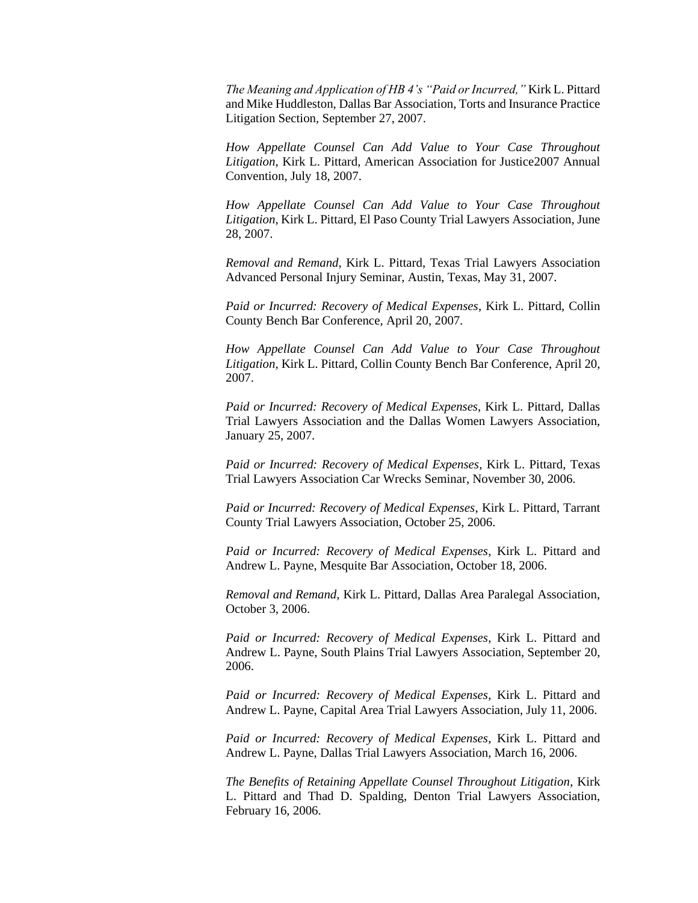*The Meaning and Application of HB 4's "Paid or Incurred,"* Kirk L. Pittard and Mike Huddleston, Dallas Bar Association, Torts and Insurance Practice Litigation Section, September 27, 2007.

*How Appellate Counsel Can Add Value to Your Case Throughout Litigation*, Kirk L. Pittard, American Association for Justice2007 Annual Convention, July 18, 2007.

*How Appellate Counsel Can Add Value to Your Case Throughout Litigation*, Kirk L. Pittard, El Paso County Trial Lawyers Association, June 28, 2007.

*Removal and Remand*, Kirk L. Pittard, Texas Trial Lawyers Association Advanced Personal Injury Seminar, Austin, Texas, May 31, 2007.

*Paid or Incurred: Recovery of Medical Expenses*, Kirk L. Pittard, Collin County Bench Bar Conference, April 20, 2007.

*How Appellate Counsel Can Add Value to Your Case Throughout Litigation*, Kirk L. Pittard, Collin County Bench Bar Conference, April 20, 2007.

*Paid or Incurred: Recovery of Medical Expenses*, Kirk L. Pittard, Dallas Trial Lawyers Association and the Dallas Women Lawyers Association, January 25, 2007.

*Paid or Incurred: Recovery of Medical Expenses*, Kirk L. Pittard, Texas Trial Lawyers Association Car Wrecks Seminar, November 30, 2006.

*Paid or Incurred: Recovery of Medical Expenses*, Kirk L. Pittard, Tarrant County Trial Lawyers Association, October 25, 2006.

*Paid or Incurred: Recovery of Medical Expenses*, Kirk L. Pittard and Andrew L. Payne, Mesquite Bar Association, October 18, 2006.

*Removal and Remand*, Kirk L. Pittard, Dallas Area Paralegal Association, October 3, 2006.

*Paid or Incurred: Recovery of Medical Expenses*, Kirk L. Pittard and Andrew L. Payne, South Plains Trial Lawyers Association, September 20, 2006.

*Paid or Incurred: Recovery of Medical Expenses*, Kirk L. Pittard and Andrew L. Payne, Capital Area Trial Lawyers Association, July 11, 2006.

*Paid or Incurred: Recovery of Medical Expenses*, Kirk L. Pittard and Andrew L. Payne, Dallas Trial Lawyers Association, March 16, 2006.

*The Benefits of Retaining Appellate Counsel Throughout Litigation*, Kirk L. Pittard and Thad D. Spalding, Denton Trial Lawyers Association, February 16, 2006.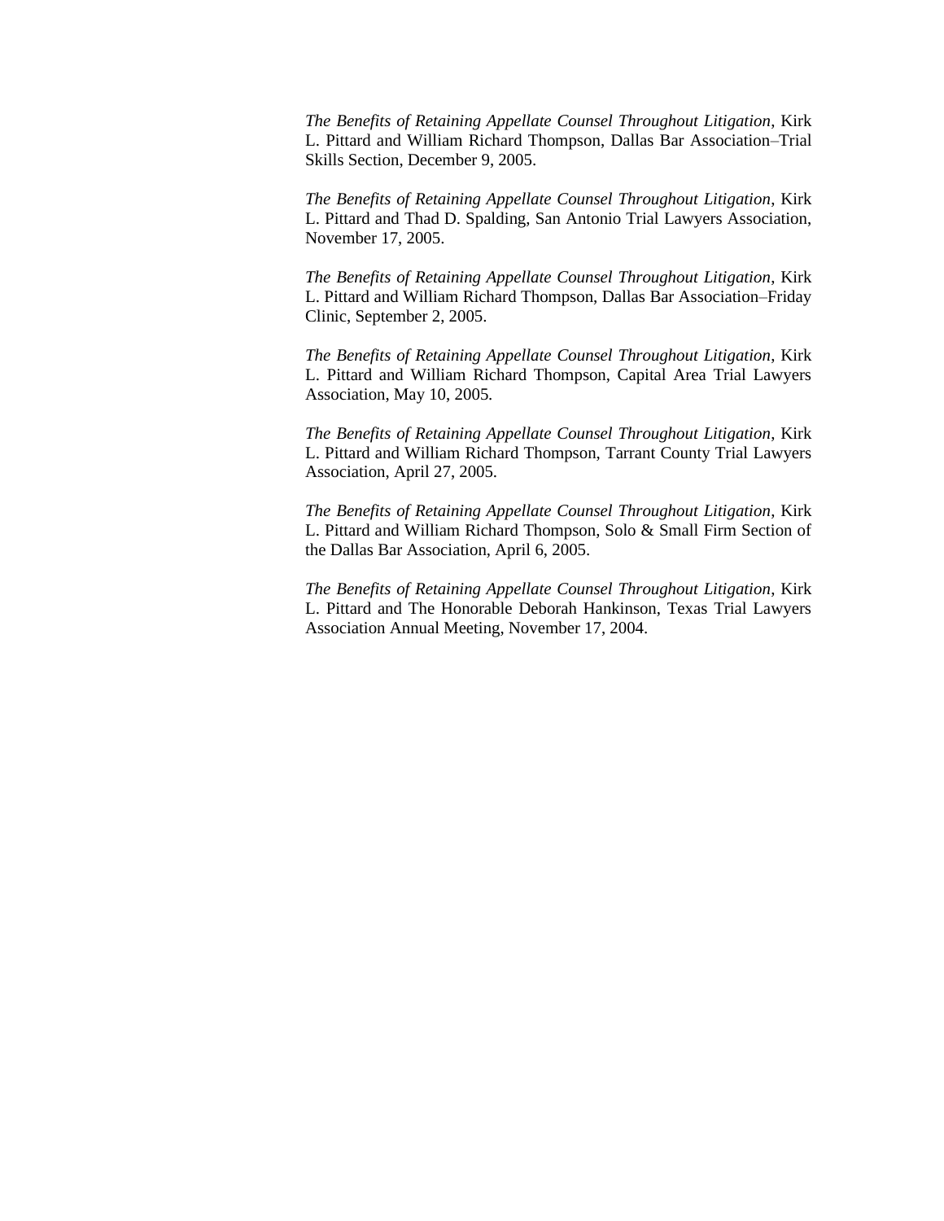*The Benefits of Retaining Appellate Counsel Throughout Litigation*, Kirk L. Pittard and William Richard Thompson, Dallas Bar Association–Trial Skills Section, December 9, 2005.

*The Benefits of Retaining Appellate Counsel Throughout Litigation*, Kirk L. Pittard and Thad D. Spalding, San Antonio Trial Lawyers Association, November 17, 2005.

*The Benefits of Retaining Appellate Counsel Throughout Litigation*, Kirk L. Pittard and William Richard Thompson, Dallas Bar Association–Friday Clinic, September 2, 2005.

*The Benefits of Retaining Appellate Counsel Throughout Litigation*, Kirk L. Pittard and William Richard Thompson, Capital Area Trial Lawyers Association, May 10, 2005.

*The Benefits of Retaining Appellate Counsel Throughout Litigation*, Kirk L. Pittard and William Richard Thompson, Tarrant County Trial Lawyers Association, April 27, 2005.

*The Benefits of Retaining Appellate Counsel Throughout Litigation*, Kirk L. Pittard and William Richard Thompson, Solo & Small Firm Section of the Dallas Bar Association, April 6, 2005.

*The Benefits of Retaining Appellate Counsel Throughout Litigation*, Kirk L. Pittard and The Honorable Deborah Hankinson, Texas Trial Lawyers Association Annual Meeting, November 17, 2004.